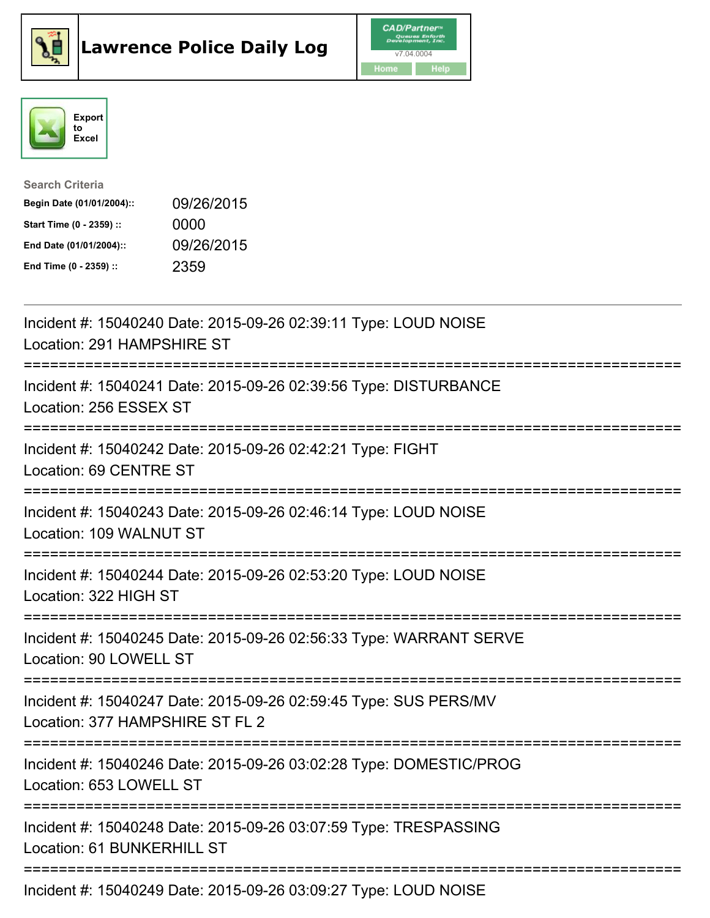# Lawrence Police Daily Log

CAD/Partner v7.04.0004

Home | Help

Export to Excel

**Search Criteria**

| | |
|---|---|
| **Begin Date (01/01/2004)::** | 09/26/2015 |
| **Start Time (0 - 2359) ::** | 0000 |
| **End Date (01/01/2004)::** | 09/26/2015 |
| **End Time (0 - 2359) ::** | 2359 |

---

Incident #: 15040240 Date: 2015-09-26 02:39:11 Type: LOUD NOISE
Location: 291 HAMPSHIRE ST

===========================================================================

Incident #: 15040241 Date: 2015-09-26 02:39:56 Type: DISTURBANCE
Location: 256 ESSEX ST

===========================================================================

Incident #: 15040242 Date: 2015-09-26 02:42:21 Type: FIGHT
Location: 69 CENTRE ST

===========================================================================

Incident #: 15040243 Date: 2015-09-26 02:46:14 Type: LOUD NOISE
Location: 109 WALNUT ST

===========================================================================

Incident #: 15040244 Date: 2015-09-26 02:53:20 Type: LOUD NOISE
Location: 322 HIGH ST

===========================================================================

Incident #: 15040245 Date: 2015-09-26 02:56:33 Type: WARRANT SERVE
Location: 90 LOWELL ST

===========================================================================

Incident #: 15040247 Date: 2015-09-26 02:59:45 Type: SUS PERS/MV
Location: 377 HAMPSHIRE ST FL 2

===========================================================================

Incident #: 15040246 Date: 2015-09-26 03:02:28 Type: DOMESTIC/PROG
Location: 653 LOWELL ST

===========================================================================

Incident #: 15040248 Date: 2015-09-26 03:07:59 Type: TRESPASSING
Location: 61 BUNKERHILL ST

===========================================================================

Incident #: 15040249 Date: 2015-09-26 03:09:27 Type: LOUD NOISE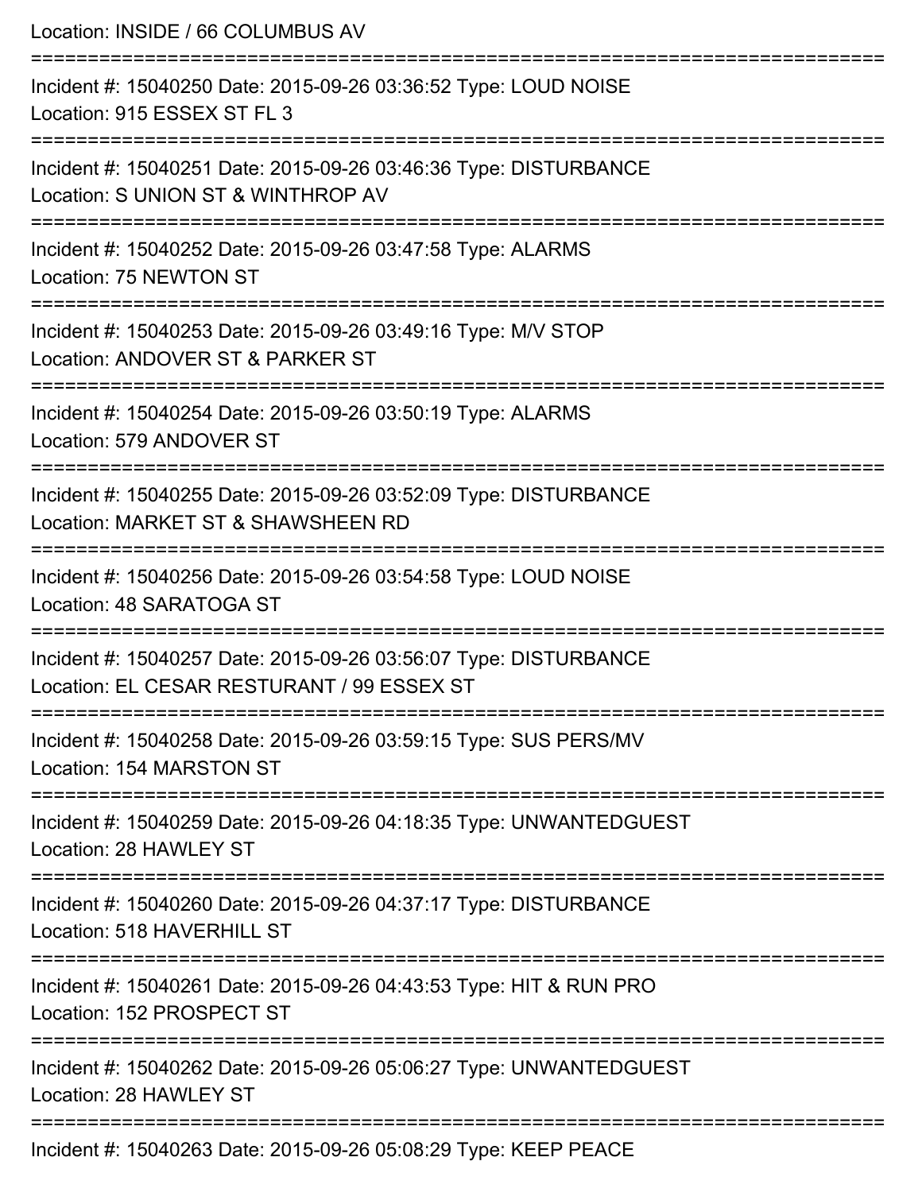Location: INSIDE / 66 COLUMBUS AV

===========================================================================

Incident #: 15040250 Date: 2015-09-26 03:36:52 Type: LOUD NOISE

Location: 915 ESSEX ST FL 3

===========================================================================

Incident #: 15040251 Date: 2015-09-26 03:46:36 Type: DISTURBANCE

Location: S UNION ST & WINTHROP AV

===========================================================================

Incident #: 15040252 Date: 2015-09-26 03:47:58 Type: ALARMS

Location: 75 NEWTON ST

===========================================================================

Incident #: 15040253 Date: 2015-09-26 03:49:16 Type: M/V STOP

Location: ANDOVER ST & PARKER ST

===========================================================================

Incident #: 15040254 Date: 2015-09-26 03:50:19 Type: ALARMS

Location: 579 ANDOVER ST

===========================================================================

Incident #: 15040255 Date: 2015-09-26 03:52:09 Type: DISTURBANCE

Location: MARKET ST & SHAWSHEEN RD

===========================================================================

Incident #: 15040256 Date: 2015-09-26 03:54:58 Type: LOUD NOISE

Location: 48 SARATOGA ST

===========================================================================

Incident #: 15040257 Date: 2015-09-26 03:56:07 Type: DISTURBANCE

Location: EL CESAR RESTURANT / 99 ESSEX ST

===========================================================================

Incident #: 15040258 Date: 2015-09-26 03:59:15 Type: SUS PERS/MV

Location: 154 MARSTON ST

===========================================================================

Incident #: 15040259 Date: 2015-09-26 04:18:35 Type: UNWANTEDGUEST

Location: 28 HAWLEY ST

===========================================================================

Incident #: 15040260 Date: 2015-09-26 04:37:17 Type: DISTURBANCE

Location: 518 HAVERHILL ST

===========================================================================

Incident #: 15040261 Date: 2015-09-26 04:43:53 Type: HIT & RUN PRO

Location: 152 PROSPECT ST

===========================================================================

Incident #: 15040262 Date: 2015-09-26 05:06:27 Type: UNWANTEDGUEST

Location: 28 HAWLEY ST

===========================================================================

Incident #: 15040263 Date: 2015-09-26 05:08:29 Type: KEEP PEACE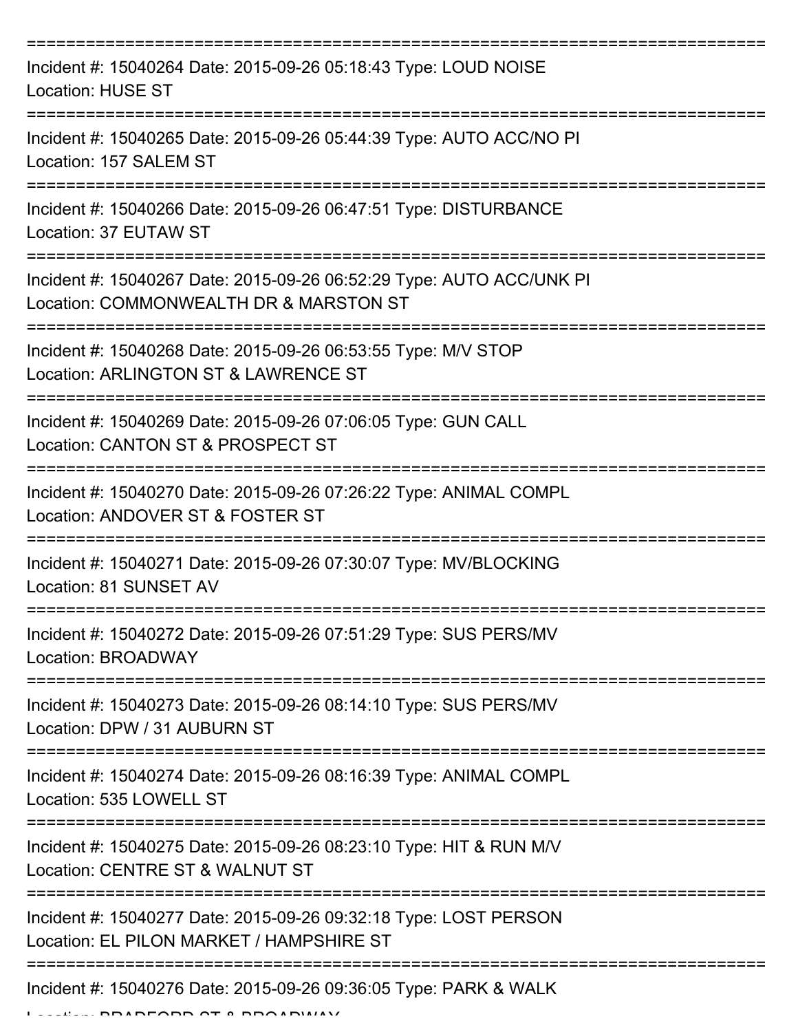===========================================================================

Incident #: 15040264 Date: 2015-09-26 05:18:43 Type: LOUD NOISE
Location: HUSE ST

===========================================================================

Incident #: 15040265 Date: 2015-09-26 05:44:39 Type: AUTO ACC/NO PI
Location: 157 SALEM ST

===========================================================================

Incident #: 15040266 Date: 2015-09-26 06:47:51 Type: DISTURBANCE
Location: 37 EUTAW ST

===========================================================================

Incident #: 15040267 Date: 2015-09-26 06:52:29 Type: AUTO ACC/UNK PI
Location: COMMONWEALTH DR & MARSTON ST

===========================================================================

Incident #: 15040268 Date: 2015-09-26 06:53:55 Type: M/V STOP
Location: ARLINGTON ST & LAWRENCE ST

===========================================================================

Incident #: 15040269 Date: 2015-09-26 07:06:05 Type: GUN CALL
Location: CANTON ST & PROSPECT ST

===========================================================================

Incident #: 15040270 Date: 2015-09-26 07:26:22 Type: ANIMAL COMPL
Location: ANDOVER ST & FOSTER ST

===========================================================================

Incident #: 15040271 Date: 2015-09-26 07:30:07 Type: MV/BLOCKING
Location: 81 SUNSET AV

===========================================================================

Incident #: 15040272 Date: 2015-09-26 07:51:29 Type: SUS PERS/MV
Location: BROADWAY

===========================================================================

Incident #: 15040273 Date: 2015-09-26 08:14:10 Type: SUS PERS/MV
Location: DPW / 31 AUBURN ST

===========================================================================

Incident #: 15040274 Date: 2015-09-26 08:16:39 Type: ANIMAL COMPL
Location: 535 LOWELL ST

===========================================================================

Incident #: 15040275 Date: 2015-09-26 08:23:10 Type: HIT & RUN M/V
Location: CENTRE ST & WALNUT ST

===========================================================================

Incident #: 15040277 Date: 2015-09-26 09:32:18 Type: LOST PERSON
Location: EL PILON MARKET / HAMPSHIRE ST

===========================================================================

Incident #: 15040276 Date: 2015-09-26 09:36:05 Type: PARK & WALK
Location: BRADFORD ST & BROADWAY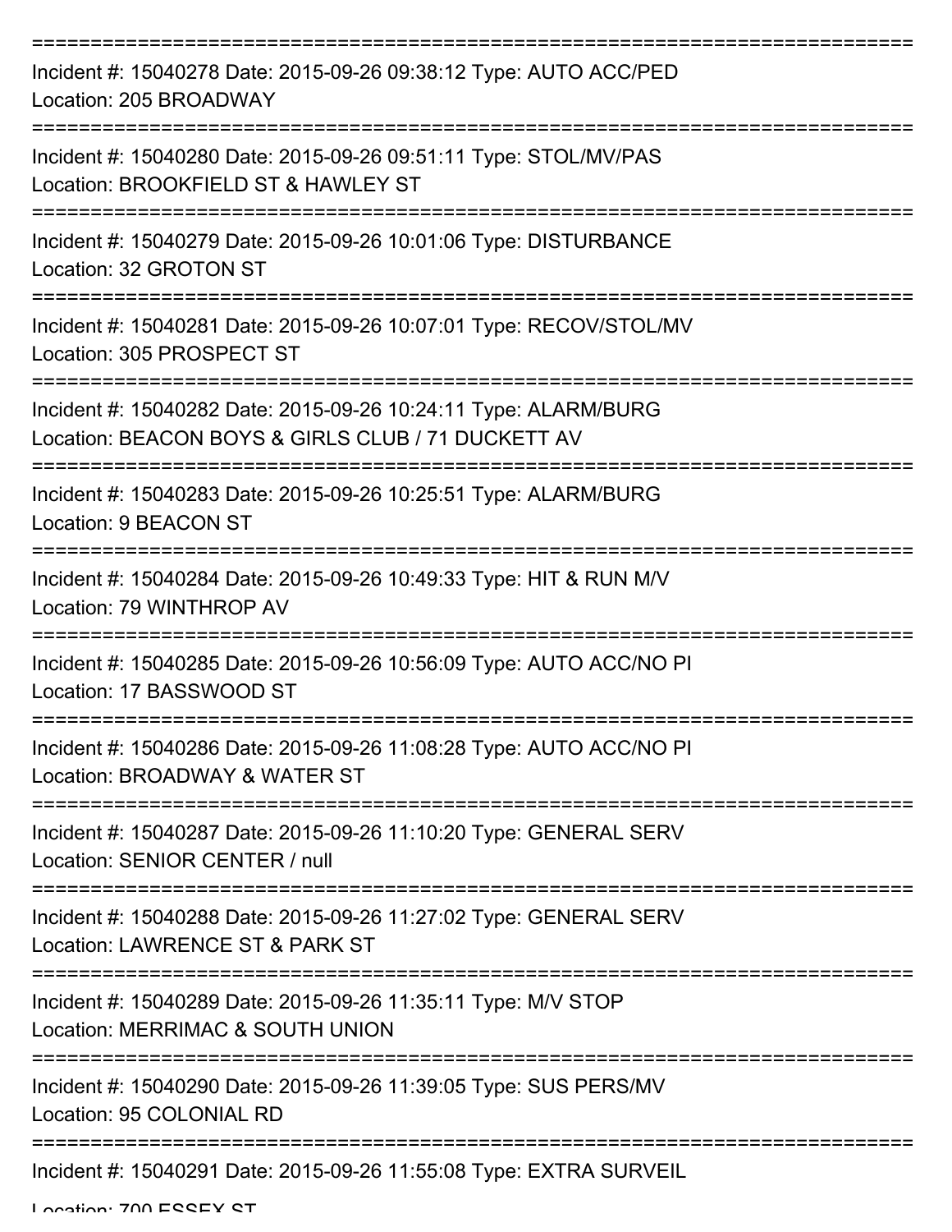===========================================================================

Incident #: 15040278 Date: 2015-09-26 09:38:12 Type: AUTO ACC/PED
Location: 205 BROADWAY

===========================================================================

Incident #: 15040280 Date: 2015-09-26 09:51:11 Type: STOL/MV/PAS
Location: BROOKFIELD ST & HAWLEY ST

===========================================================================

Incident #: 15040279 Date: 2015-09-26 10:01:06 Type: DISTURBANCE
Location: 32 GROTON ST

===========================================================================

Incident #: 15040281 Date: 2015-09-26 10:07:01 Type: RECOV/STOL/MV
Location: 305 PROSPECT ST

===========================================================================

Incident #: 15040282 Date: 2015-09-26 10:24:11 Type: ALARM/BURG
Location: BEACON BOYS & GIRLS CLUB / 71 DUCKETT AV

===========================================================================

Incident #: 15040283 Date: 2015-09-26 10:25:51 Type: ALARM/BURG
Location: 9 BEACON ST

===========================================================================

Incident #: 15040284 Date: 2015-09-26 10:49:33 Type: HIT & RUN M/V
Location: 79 WINTHROP AV

===========================================================================

Incident #: 15040285 Date: 2015-09-26 10:56:09 Type: AUTO ACC/NO PI
Location: 17 BASSWOOD ST

===========================================================================

Incident #: 15040286 Date: 2015-09-26 11:08:28 Type: AUTO ACC/NO PI
Location: BROADWAY & WATER ST

===========================================================================

Incident #: 15040287 Date: 2015-09-26 11:10:20 Type: GENERAL SERV
Location: SENIOR CENTER / null

===========================================================================

Incident #: 15040288 Date: 2015-09-26 11:27:02 Type: GENERAL SERV
Location: LAWRENCE ST & PARK ST

===========================================================================

Incident #: 15040289 Date: 2015-09-26 11:35:11 Type: M/V STOP
Location: MERRIMAC & SOUTH UNION

===========================================================================

Incident #: 15040290 Date: 2015-09-26 11:39:05 Type: SUS PERS/MV
Location: 95 COLONIAL RD

===========================================================================

Incident #: 15040291 Date: 2015-09-26 11:55:08 Type: EXTRA SURVEIL
Location: 700 ESSEX ST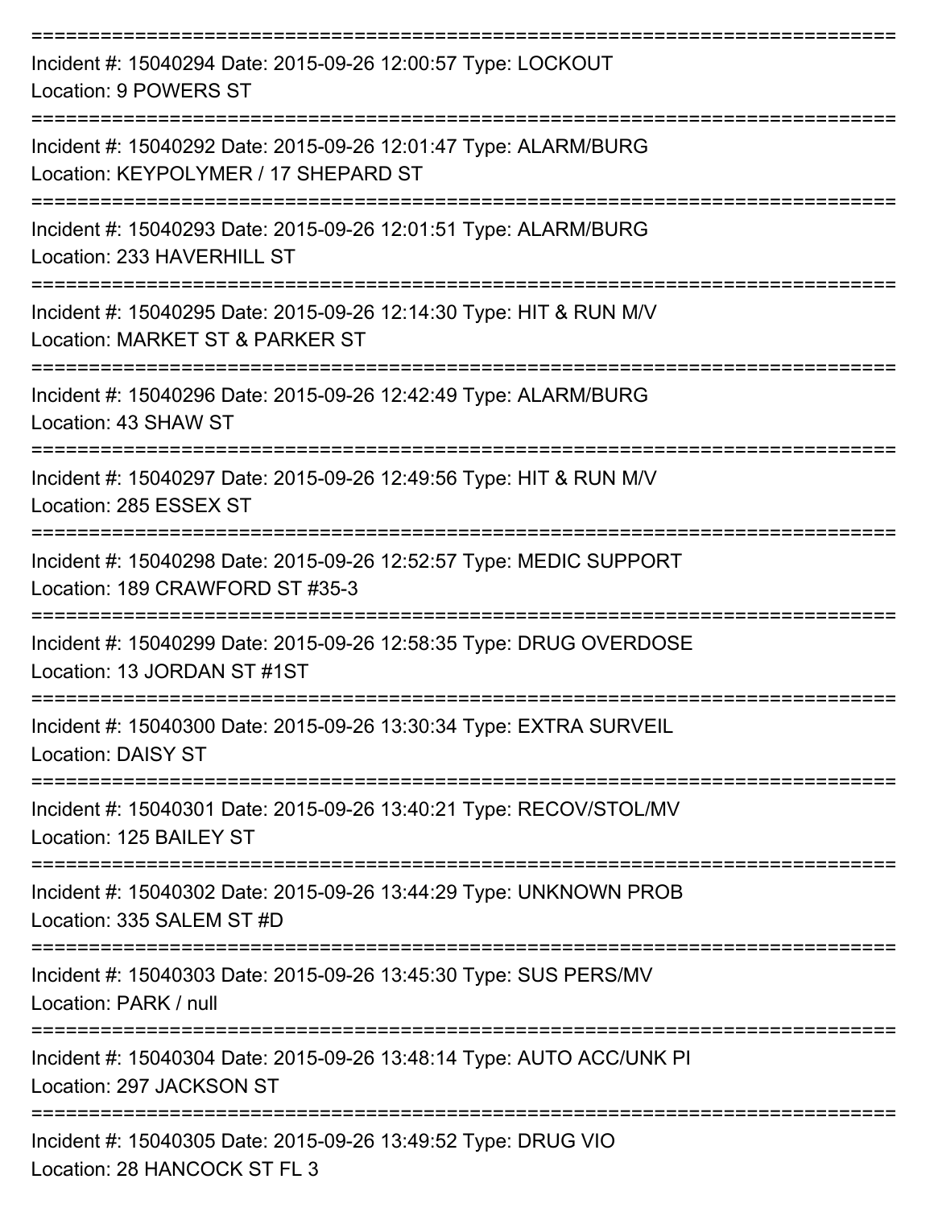===========================================================================

Incident #: 15040294 Date: 2015-09-26 12:00:57 Type: LOCKOUT
Location: 9 POWERS ST

===========================================================================

Incident #: 15040292 Date: 2015-09-26 12:01:47 Type: ALARM/BURG
Location: KEYPOLYMER / 17 SHEPARD ST

===========================================================================

Incident #: 15040293 Date: 2015-09-26 12:01:51 Type: ALARM/BURG
Location: 233 HAVERHILL ST

===========================================================================

Incident #: 15040295 Date: 2015-09-26 12:14:30 Type: HIT & RUN M/V
Location: MARKET ST & PARKER ST

===========================================================================

Incident #: 15040296 Date: 2015-09-26 12:42:49 Type: ALARM/BURG
Location: 43 SHAW ST

===========================================================================

Incident #: 15040297 Date: 2015-09-26 12:49:56 Type: HIT & RUN M/V
Location: 285 ESSEX ST

===========================================================================

Incident #: 15040298 Date: 2015-09-26 12:52:57 Type: MEDIC SUPPORT
Location: 189 CRAWFORD ST #35-3

===========================================================================

Incident #: 15040299 Date: 2015-09-26 12:58:35 Type: DRUG OVERDOSE
Location: 13 JORDAN ST #1ST

===========================================================================

Incident #: 15040300 Date: 2015-09-26 13:30:34 Type: EXTRA SURVEIL
Location: DAISY ST

===========================================================================

Incident #: 15040301 Date: 2015-09-26 13:40:21 Type: RECOV/STOL/MV
Location: 125 BAILEY ST

===========================================================================

Incident #: 15040302 Date: 2015-09-26 13:44:29 Type: UNKNOWN PROB
Location: 335 SALEM ST #D

===========================================================================

Incident #: 15040303 Date: 2015-09-26 13:45:30 Type: SUS PERS/MV
Location: PARK / null

===========================================================================

Incident #: 15040304 Date: 2015-09-26 13:48:14 Type: AUTO ACC/UNK PI
Location: 297 JACKSON ST

===========================================================================

Incident #: 15040305 Date: 2015-09-26 13:49:52 Type: DRUG VIO
Location: 28 HANCOCK ST FL 3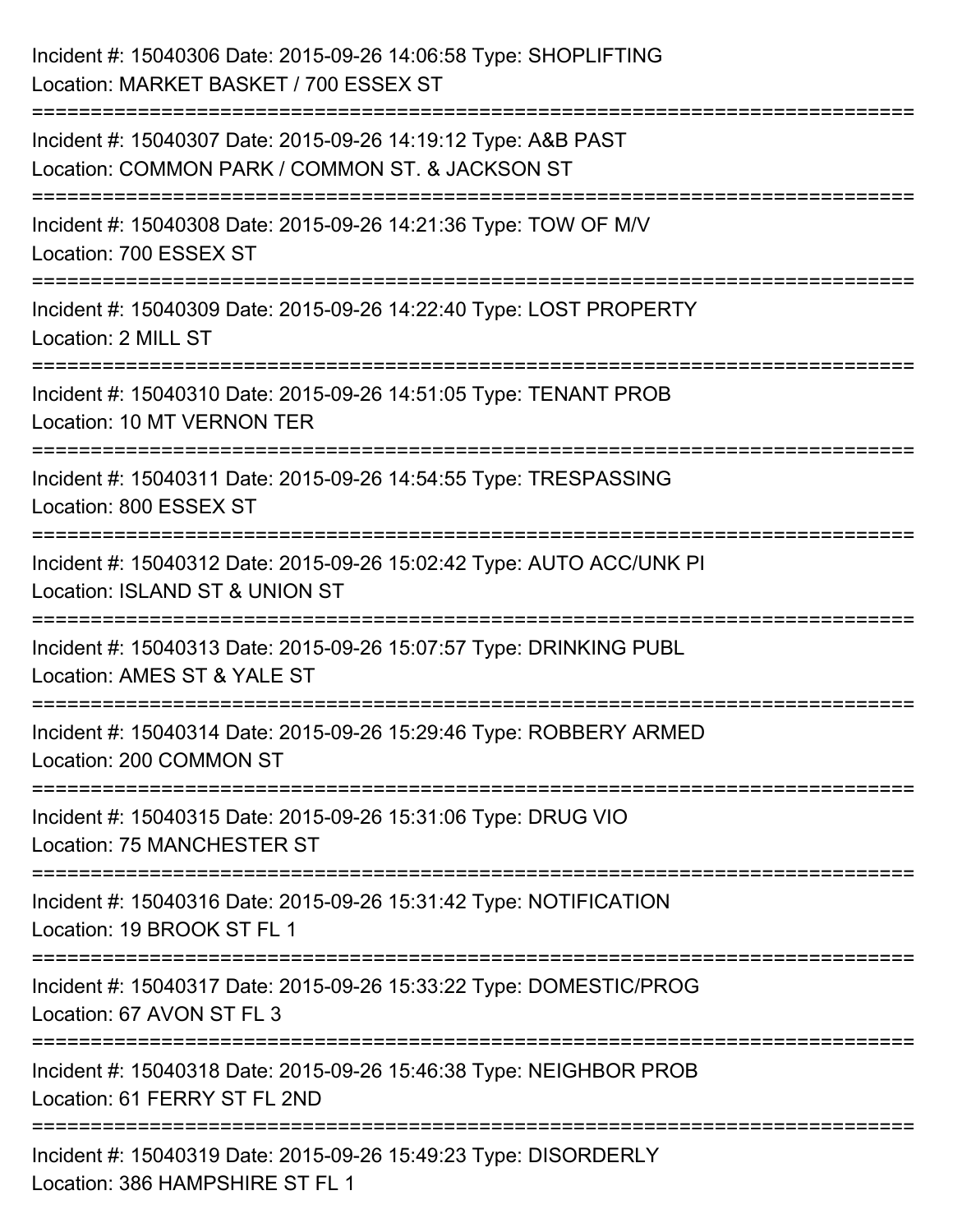Incident #: 15040306 Date: 2015-09-26 14:06:58 Type: SHOPLIFTING
Location: MARKET BASKET / 700 ESSEX ST

===========================================================================

Incident #: 15040307 Date: 2015-09-26 14:19:12 Type: A&B PAST
Location: COMMON PARK / COMMON ST. & JACKSON ST

===========================================================================

Incident #: 15040308 Date: 2015-09-26 14:21:36 Type: TOW OF M/V
Location: 700 ESSEX ST

===========================================================================

Incident #: 15040309 Date: 2015-09-26 14:22:40 Type: LOST PROPERTY
Location: 2 MILL ST

===========================================================================

Incident #: 15040310 Date: 2015-09-26 14:51:05 Type: TENANT PROB
Location: 10 MT VERNON TER

===========================================================================

Incident #: 15040311 Date: 2015-09-26 14:54:55 Type: TRESPASSING
Location: 800 ESSEX ST

===========================================================================

Incident #: 15040312 Date: 2015-09-26 15:02:42 Type: AUTO ACC/UNK PI
Location: ISLAND ST & UNION ST

===========================================================================

Incident #: 15040313 Date: 2015-09-26 15:07:57 Type: DRINKING PUBL
Location: AMES ST & YALE ST

===========================================================================

Incident #: 15040314 Date: 2015-09-26 15:29:46 Type: ROBBERY ARMED
Location: 200 COMMON ST

===========================================================================

Incident #: 15040315 Date: 2015-09-26 15:31:06 Type: DRUG VIO
Location: 75 MANCHESTER ST

===========================================================================

Incident #: 15040316 Date: 2015-09-26 15:31:42 Type: NOTIFICATION
Location: 19 BROOK ST FL 1

===========================================================================

Incident #: 15040317 Date: 2015-09-26 15:33:22 Type: DOMESTIC/PROG
Location: 67 AVON ST FL 3

===========================================================================

Incident #: 15040318 Date: 2015-09-26 15:46:38 Type: NEIGHBOR PROB
Location: 61 FERRY ST FL 2ND

===========================================================================

Incident #: 15040319 Date: 2015-09-26 15:49:23 Type: DISORDERLY
Location: 386 HAMPSHIRE ST FL 1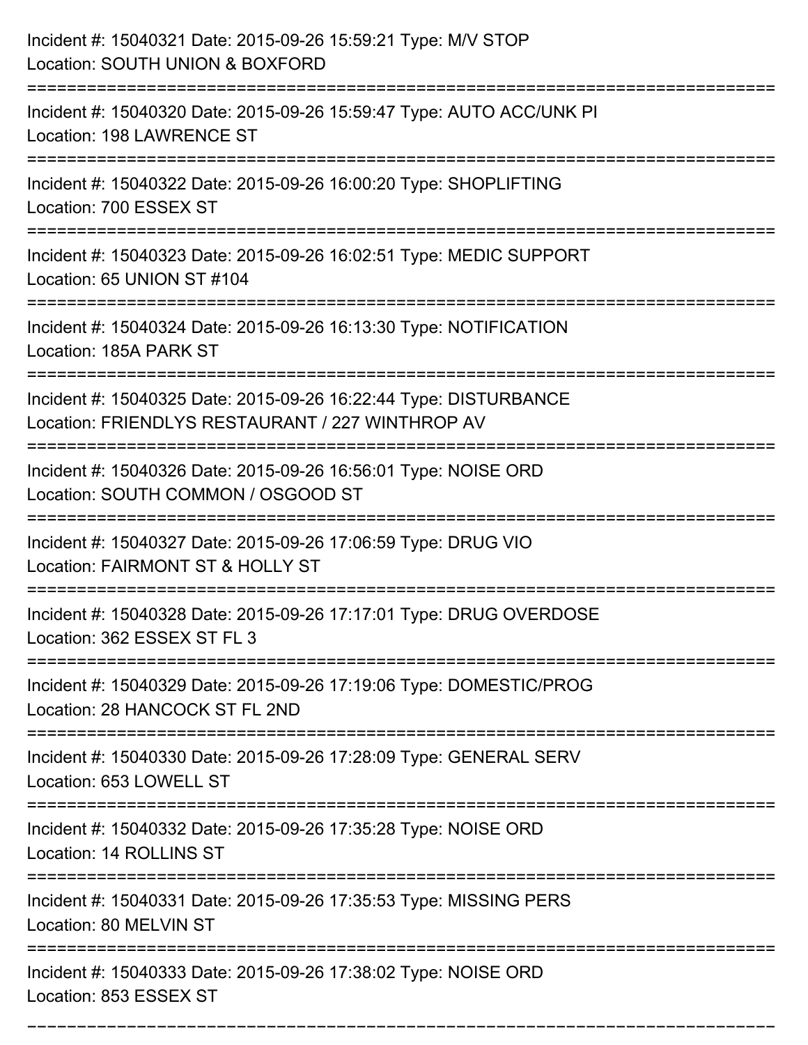Incident #: 15040321 Date: 2015-09-26 15:59:21 Type: M/V STOP
Location: SOUTH UNION & BOXFORD

===========================================================================

Incident #: 15040320 Date: 2015-09-26 15:59:47 Type: AUTO ACC/UNK PI
Location: 198 LAWRENCE ST

===========================================================================

Incident #: 15040322 Date: 2015-09-26 16:00:20 Type: SHOPLIFTING
Location: 700 ESSEX ST

===========================================================================

Incident #: 15040323 Date: 2015-09-26 16:02:51 Type: MEDIC SUPPORT
Location: 65 UNION ST #104

===========================================================================

Incident #: 15040324 Date: 2015-09-26 16:13:30 Type: NOTIFICATION
Location: 185A PARK ST

===========================================================================

Incident #: 15040325 Date: 2015-09-26 16:22:44 Type: DISTURBANCE
Location: FRIENDLYS RESTAURANT / 227 WINTHROP AV

===========================================================================

Incident #: 15040326 Date: 2015-09-26 16:56:01 Type: NOISE ORD
Location: SOUTH COMMON / OSGOOD ST

===========================================================================

Incident #: 15040327 Date: 2015-09-26 17:06:59 Type: DRUG VIO
Location: FAIRMONT ST & HOLLY ST

===========================================================================

Incident #: 15040328 Date: 2015-09-26 17:17:01 Type: DRUG OVERDOSE
Location: 362 ESSEX ST FL 3

===========================================================================

Incident #: 15040329 Date: 2015-09-26 17:19:06 Type: DOMESTIC/PROG
Location: 28 HANCOCK ST FL 2ND

===========================================================================

Incident #: 15040330 Date: 2015-09-26 17:28:09 Type: GENERAL SERV
Location: 653 LOWELL ST

===========================================================================

Incident #: 15040332 Date: 2015-09-26 17:35:28 Type: NOISE ORD
Location: 14 ROLLINS ST

===========================================================================

Incident #: 15040331 Date: 2015-09-26 17:35:53 Type: MISSING PERS
Location: 80 MELVIN ST

===========================================================================

Incident #: 15040333 Date: 2015-09-26 17:38:02 Type: NOISE ORD
Location: 853 ESSEX ST

===========================================================================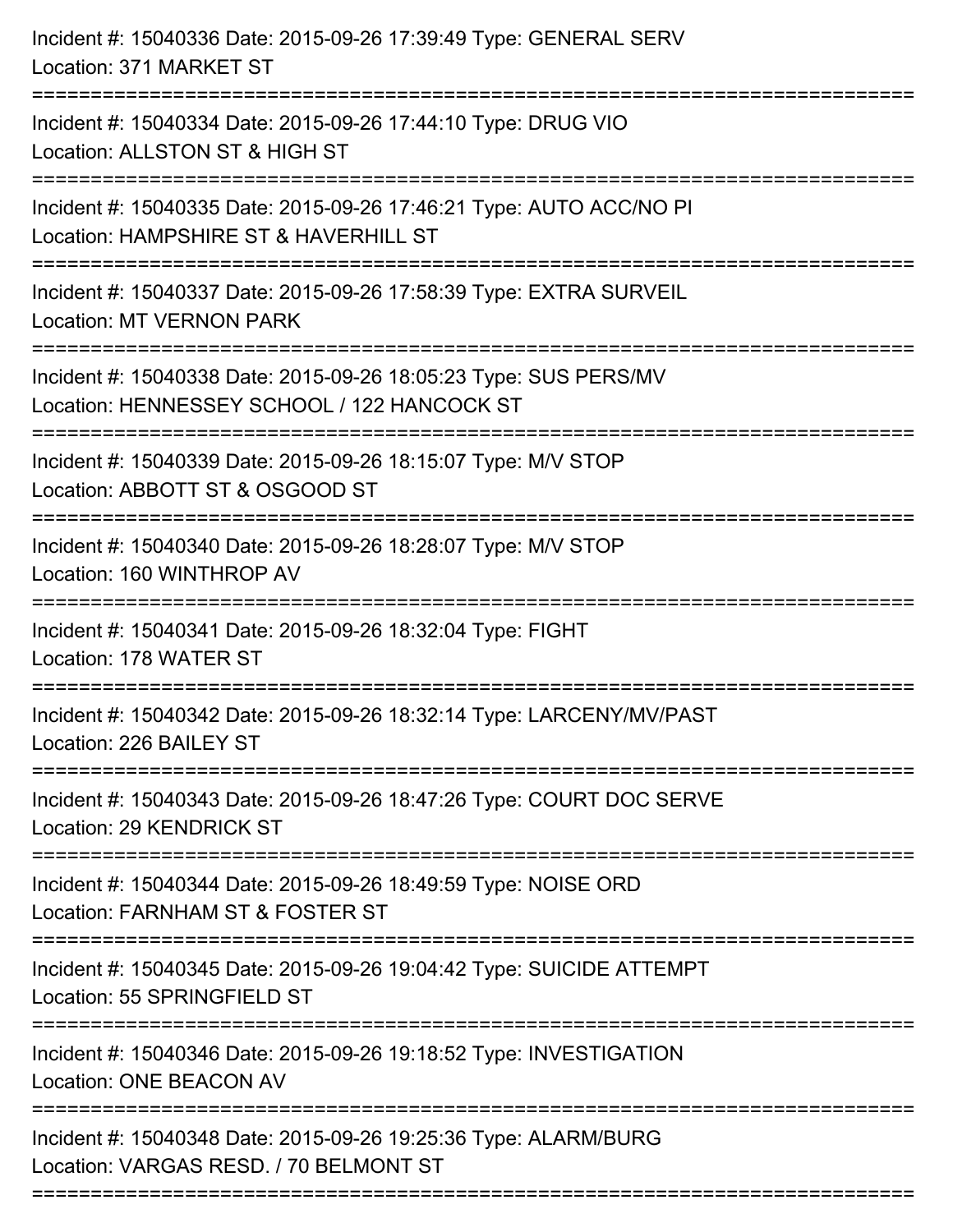Incident #: 15040336 Date: 2015-09-26 17:39:49 Type: GENERAL SERV
Location: 371 MARKET ST

===========================================================================

Incident #: 15040334 Date: 2015-09-26 17:44:10 Type: DRUG VIO
Location: ALLSTON ST & HIGH ST

===========================================================================

Incident #: 15040335 Date: 2015-09-26 17:46:21 Type: AUTO ACC/NO PI
Location: HAMPSHIRE ST & HAVERHILL ST

===========================================================================

Incident #: 15040337 Date: 2015-09-26 17:58:39 Type: EXTRA SURVEIL
Location: MT VERNON PARK

===========================================================================

Incident #: 15040338 Date: 2015-09-26 18:05:23 Type: SUS PERS/MV
Location: HENNESSEY SCHOOL / 122 HANCOCK ST

===========================================================================

Incident #: 15040339 Date: 2015-09-26 18:15:07 Type: M/V STOP
Location: ABBOTT ST & OSGOOD ST

===========================================================================

Incident #: 15040340 Date: 2015-09-26 18:28:07 Type: M/V STOP
Location: 160 WINTHROP AV

===========================================================================

Incident #: 15040341 Date: 2015-09-26 18:32:04 Type: FIGHT
Location: 178 WATER ST

===========================================================================

Incident #: 15040342 Date: 2015-09-26 18:32:14 Type: LARCENY/MV/PAST
Location: 226 BAILEY ST

===========================================================================

Incident #: 15040343 Date: 2015-09-26 18:47:26 Type: COURT DOC SERVE
Location: 29 KENDRICK ST

===========================================================================

Incident #: 15040344 Date: 2015-09-26 18:49:59 Type: NOISE ORD
Location: FARNHAM ST & FOSTER ST

===========================================================================

Incident #: 15040345 Date: 2015-09-26 19:04:42 Type: SUICIDE ATTEMPT
Location: 55 SPRINGFIELD ST

===========================================================================

Incident #: 15040346 Date: 2015-09-26 19:18:52 Type: INVESTIGATION
Location: ONE BEACON AV

===========================================================================

Incident #: 15040348 Date: 2015-09-26 19:25:36 Type: ALARM/BURG
Location: VARGAS RESD. / 70 BELMONT ST

===========================================================================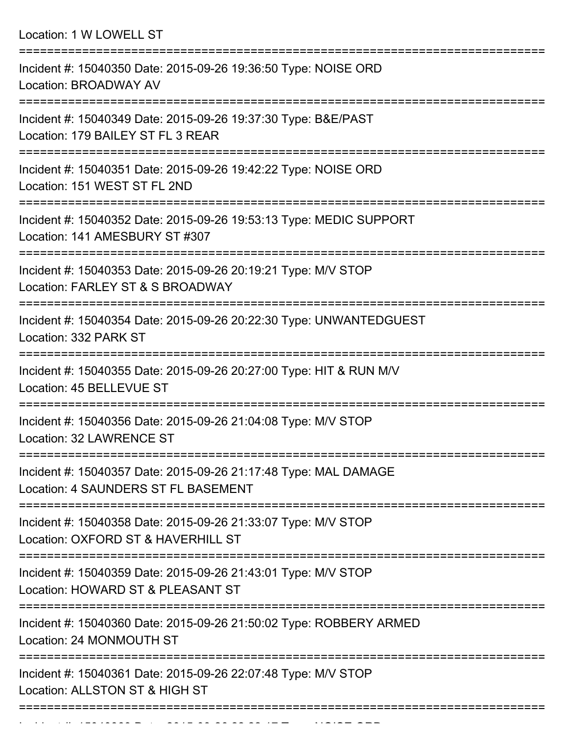Location: 1 W LOWELL ST

===========================================================================

Incident #: 15040350 Date: 2015-09-26 19:36:50 Type: NOISE ORD
Location: BROADWAY AV

===========================================================================

Incident #: 15040349 Date: 2015-09-26 19:37:30 Type: B&E/PAST
Location: 179 BAILEY ST FL 3 REAR

===========================================================================

Incident #: 15040351 Date: 2015-09-26 19:42:22 Type: NOISE ORD
Location: 151 WEST ST FL 2ND

===========================================================================

Incident #: 15040352 Date: 2015-09-26 19:53:13 Type: MEDIC SUPPORT
Location: 141 AMESBURY ST #307

===========================================================================

Incident #: 15040353 Date: 2015-09-26 20:19:21 Type: M/V STOP
Location: FARLEY ST & S BROADWAY

===========================================================================

Incident #: 15040354 Date: 2015-09-26 20:22:30 Type: UNWANTEDGUEST
Location: 332 PARK ST

===========================================================================

Incident #: 15040355 Date: 2015-09-26 20:27:00 Type: HIT & RUN M/V
Location: 45 BELLEVUE ST

===========================================================================

Incident #: 15040356 Date: 2015-09-26 21:04:08 Type: M/V STOP
Location: 32 LAWRENCE ST

===========================================================================

Incident #: 15040357 Date: 2015-09-26 21:17:48 Type: MAL DAMAGE
Location: 4 SAUNDERS ST FL BASEMENT

===========================================================================

Incident #: 15040358 Date: 2015-09-26 21:33:07 Type: M/V STOP
Location: OXFORD ST & HAVERHILL ST

===========================================================================

Incident #: 15040359 Date: 2015-09-26 21:43:01 Type: M/V STOP
Location: HOWARD ST & PLEASANT ST

===========================================================================

Incident #: 15040360 Date: 2015-09-26 21:50:02 Type: ROBBERY ARMED
Location: 24 MONMOUTH ST

===========================================================================

Incident #: 15040361 Date: 2015-09-26 22:07:48 Type: M/V STOP
Location: ALLSTON ST & HIGH ST

===========================================================================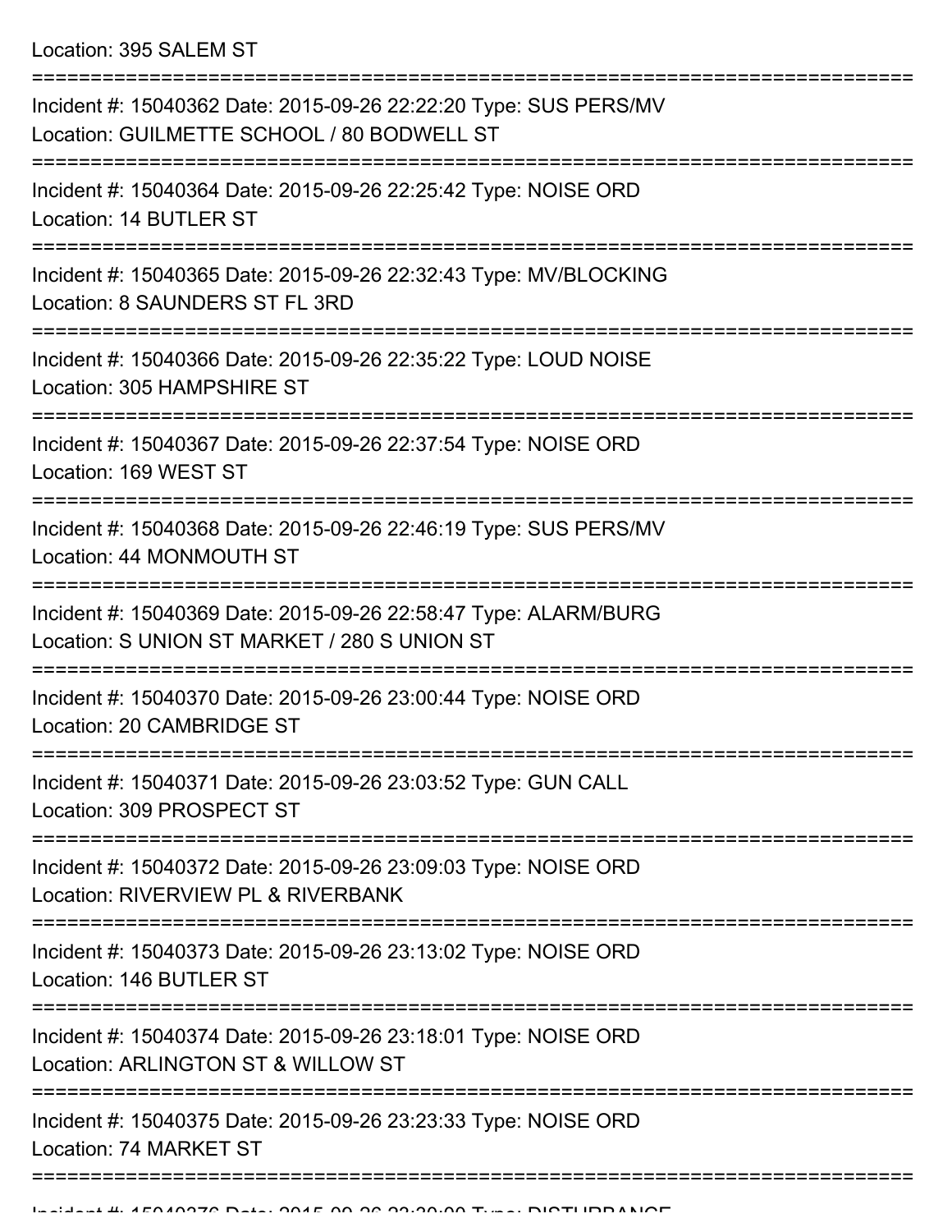Location: 395 SALEM ST

===========================================================================

Incident #: 15040362 Date: 2015-09-26 22:22:20 Type: SUS PERS/MV
Location: GUILMETTE SCHOOL / 80 BODWELL ST

===========================================================================

Incident #: 15040364 Date: 2015-09-26 22:25:42 Type: NOISE ORD
Location: 14 BUTLER ST

===========================================================================

Incident #: 15040365 Date: 2015-09-26 22:32:43 Type: MV/BLOCKING
Location: 8 SAUNDERS ST FL 3RD

===========================================================================

Incident #: 15040366 Date: 2015-09-26 22:35:22 Type: LOUD NOISE
Location: 305 HAMPSHIRE ST

===========================================================================

Incident #: 15040367 Date: 2015-09-26 22:37:54 Type: NOISE ORD
Location: 169 WEST ST

===========================================================================

Incident #: 15040368 Date: 2015-09-26 22:46:19 Type: SUS PERS/MV
Location: 44 MONMOUTH ST

===========================================================================

Incident #: 15040369 Date: 2015-09-26 22:58:47 Type: ALARM/BURG
Location: S UNION ST MARKET / 280 S UNION ST

===========================================================================

Incident #: 15040370 Date: 2015-09-26 23:00:44 Type: NOISE ORD
Location: 20 CAMBRIDGE ST

===========================================================================

Incident #: 15040371 Date: 2015-09-26 23:03:52 Type: GUN CALL
Location: 309 PROSPECT ST

===========================================================================

Incident #: 15040372 Date: 2015-09-26 23:09:03 Type: NOISE ORD
Location: RIVERVIEW PL & RIVERBANK

===========================================================================

Incident #: 15040373 Date: 2015-09-26 23:13:02 Type: NOISE ORD
Location: 146 BUTLER ST

===========================================================================

Incident #: 15040374 Date: 2015-09-26 23:18:01 Type: NOISE ORD
Location: ARLINGTON ST & WILLOW ST

===========================================================================

Incident #: 15040375 Date: 2015-09-26 23:23:33 Type: NOISE ORD
Location: 74 MARKET ST

===========================================================================

Incident #: 15040376 Date: 2015-09-26 23:30:00 Type: DISTURBANCE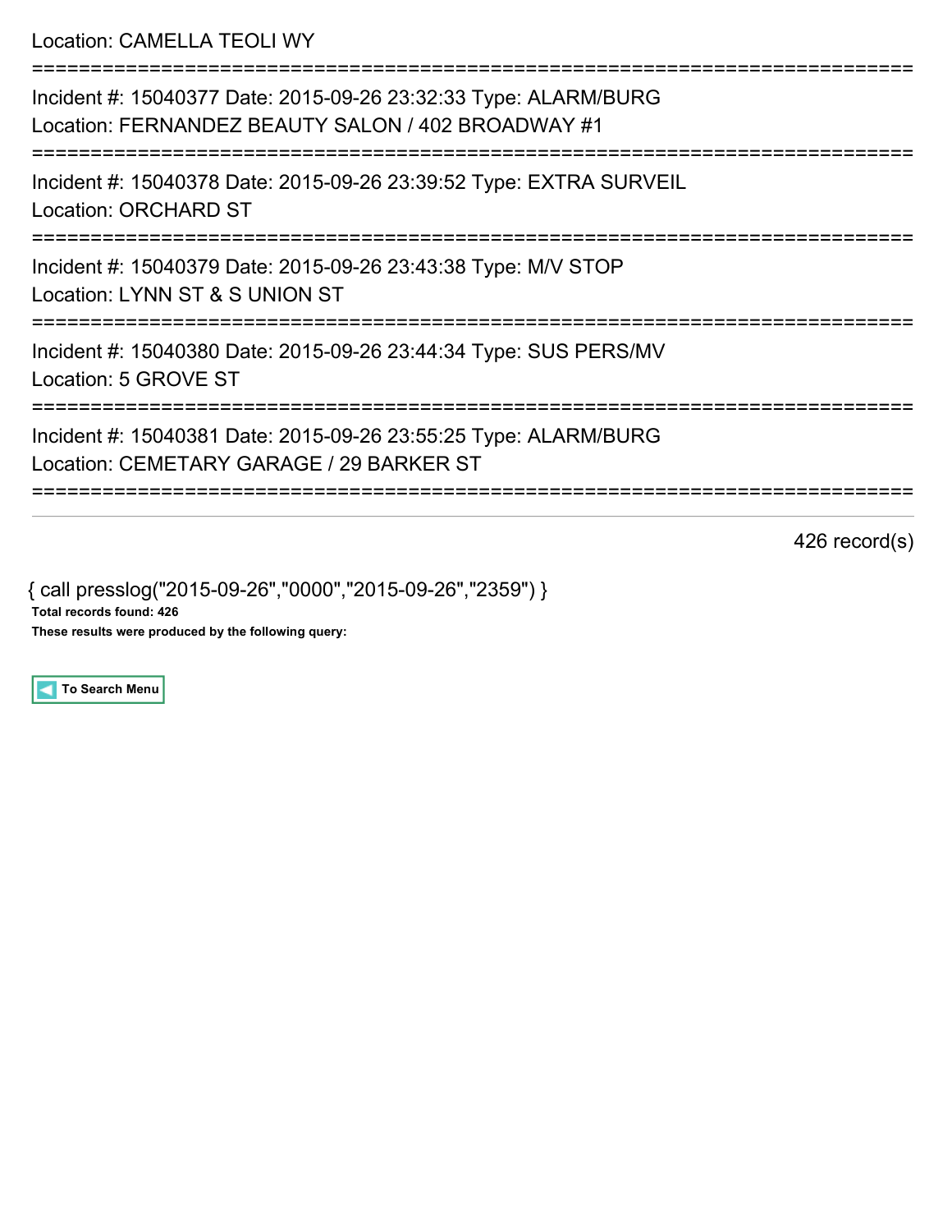Location: CAMELLA TEOLI WY

===========================================================================

Incident #: 15040377 Date: 2015-09-26 23:32:33 Type: ALARM/BURG
Location: FERNANDEZ BEAUTY SALON / 402 BROADWAY #1

===========================================================================

Incident #: 15040378 Date: 2015-09-26 23:39:52 Type: EXTRA SURVEIL
Location: ORCHARD ST

===========================================================================

Incident #: 15040379 Date: 2015-09-26 23:43:38 Type: M/V STOP
Location: LYNN ST & S UNION ST

===========================================================================

Incident #: 15040380 Date: 2015-09-26 23:44:34 Type: SUS PERS/MV
Location: 5 GROVE ST

===========================================================================

Incident #: 15040381 Date: 2015-09-26 23:55:25 Type: ALARM/BURG
Location: CEMETARY GARAGE / 29 BARKER ST

===========================================================================

426 record(s)

{ call presslog("2015-09-26","0000","2015-09-26","2359") }

**Total records found: 426**

**These results were produced by the following query:**

To Search Menu